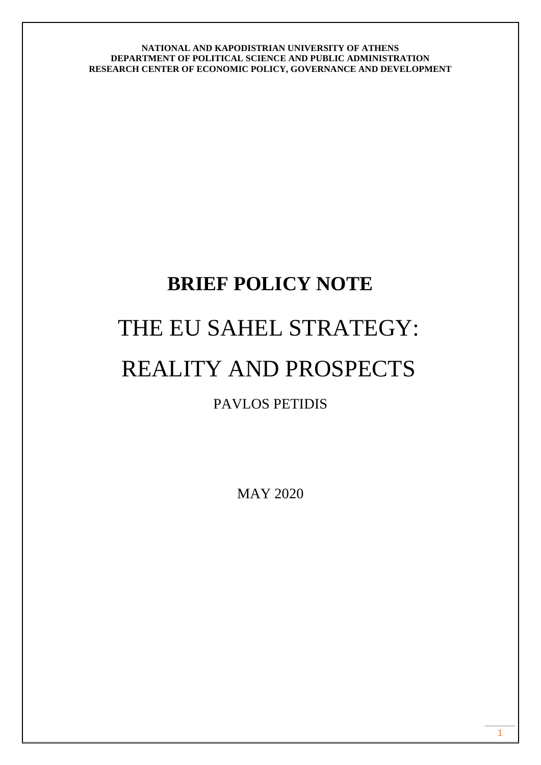**NATIONAL AND KAPODISTRIAN UNIVERSITY OF ATHENS**
**DEPARTMENT OF POLITICAL SCIENCE AND PUBLIC ADMINISTRATION**
**RESEARCH CENTER OF ECONOMIC POLICY, GOVERNANCE AND DEVELOPMENT**

# BRIEF POLICY NOTE

# THE EU SAHEL STRATEGY: REALITY AND PROSPECTS

PAVLOS PETIDIS

MAY 2020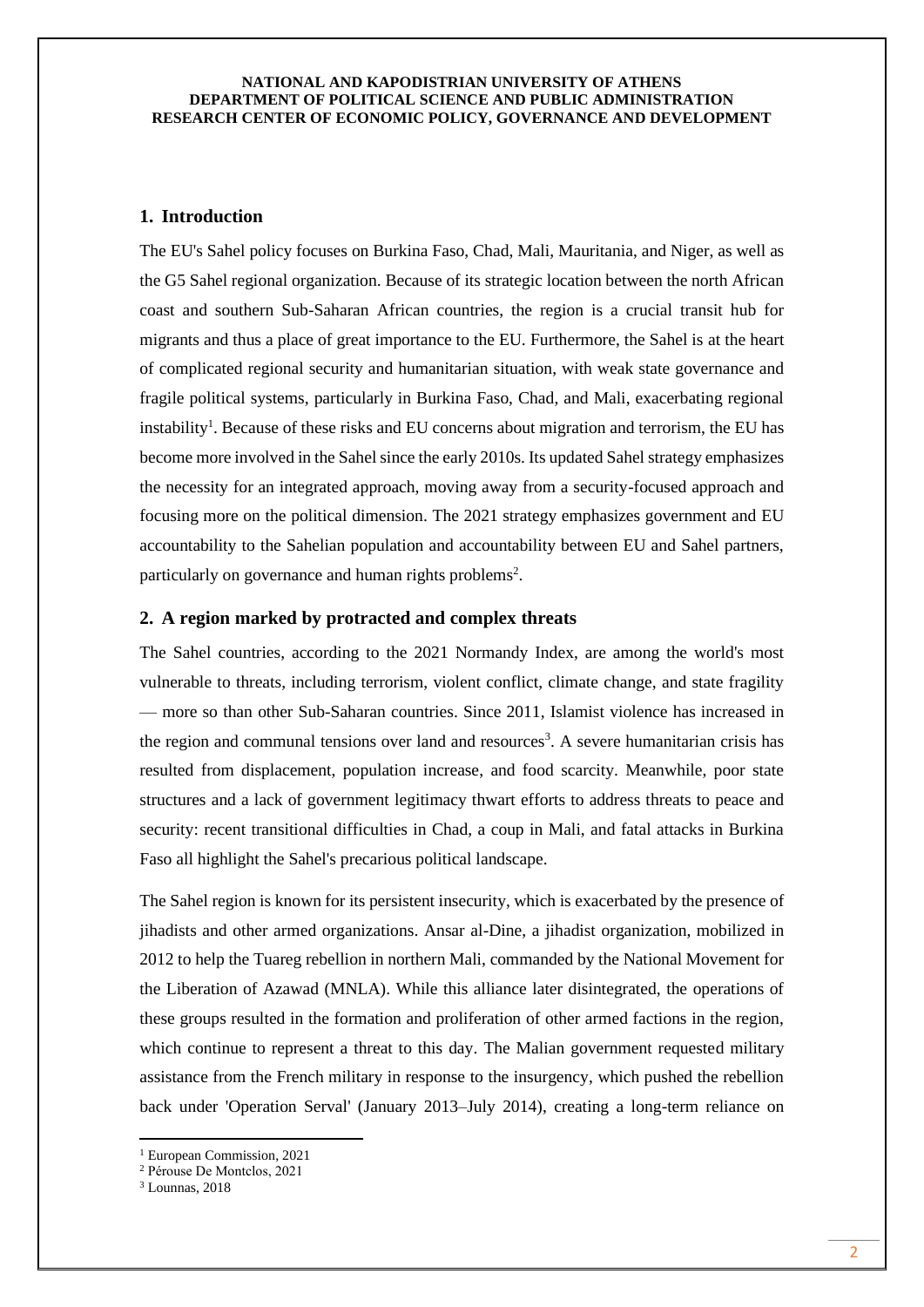## 1. Introduction

The EU's Sahel policy focuses on Burkina Faso, Chad, Mali, Mauritania, and Niger, as well as the G5 Sahel regional organization. Because of its strategic location between the north African coast and southern Sub-Saharan African countries, the region is a crucial transit hub for migrants and thus a place of great importance to the EU. Furthermore, the Sahel is at the heart of complicated regional security and humanitarian situation, with weak state governance and fragile political systems, particularly in Burkina Faso, Chad, and Mali, exacerbating regional instability[1]. Because of these risks and EU concerns about migration and terrorism, the EU has become more involved in the Sahel since the early 2010s. Its updated Sahel strategy emphasizes the necessity for an integrated approach, moving away from a security-focused approach and focusing more on the political dimension. The 2021 strategy emphasizes government and EU accountability to the Sahelian population and accountability between EU and Sahel partners, particularly on governance and human rights problems[2].

## 2. A region marked by protracted and complex threats

The Sahel countries, according to the 2021 Normandy Index, are among the world's most vulnerable to threats, including terrorism, violent conflict, climate change, and state fragility — more so than other Sub-Saharan countries. Since 2011, Islamist violence has increased in the region and communal tensions over land and resources[3]. A severe humanitarian crisis has resulted from displacement, population increase, and food scarcity. Meanwhile, poor state structures and a lack of government legitimacy thwart efforts to address threats to peace and security: recent transitional difficulties in Chad, a coup in Mali, and fatal attacks in Burkina Faso all highlight the Sahel's precarious political landscape.

The Sahel region is known for its persistent insecurity, which is exacerbated by the presence of jihadists and other armed organizations. Ansar al-Dine, a jihadist organization, mobilized in 2012 to help the Tuareg rebellion in northern Mali, commanded by the National Movement for the Liberation of Azawad (MNLA). While this alliance later disintegrated, the operations of these groups resulted in the formation and proliferation of other armed factions in the region, which continue to represent a threat to this day. The Malian government requested military assistance from the French military in response to the insurgency, which pushed the rebellion back under 'Operation Serval' (January 2013–July 2014), creating a long-term reliance on

---

[1] European Commission, 2021

[2] Pérouse De Montclos, 2021

[3] Lounnas, 2018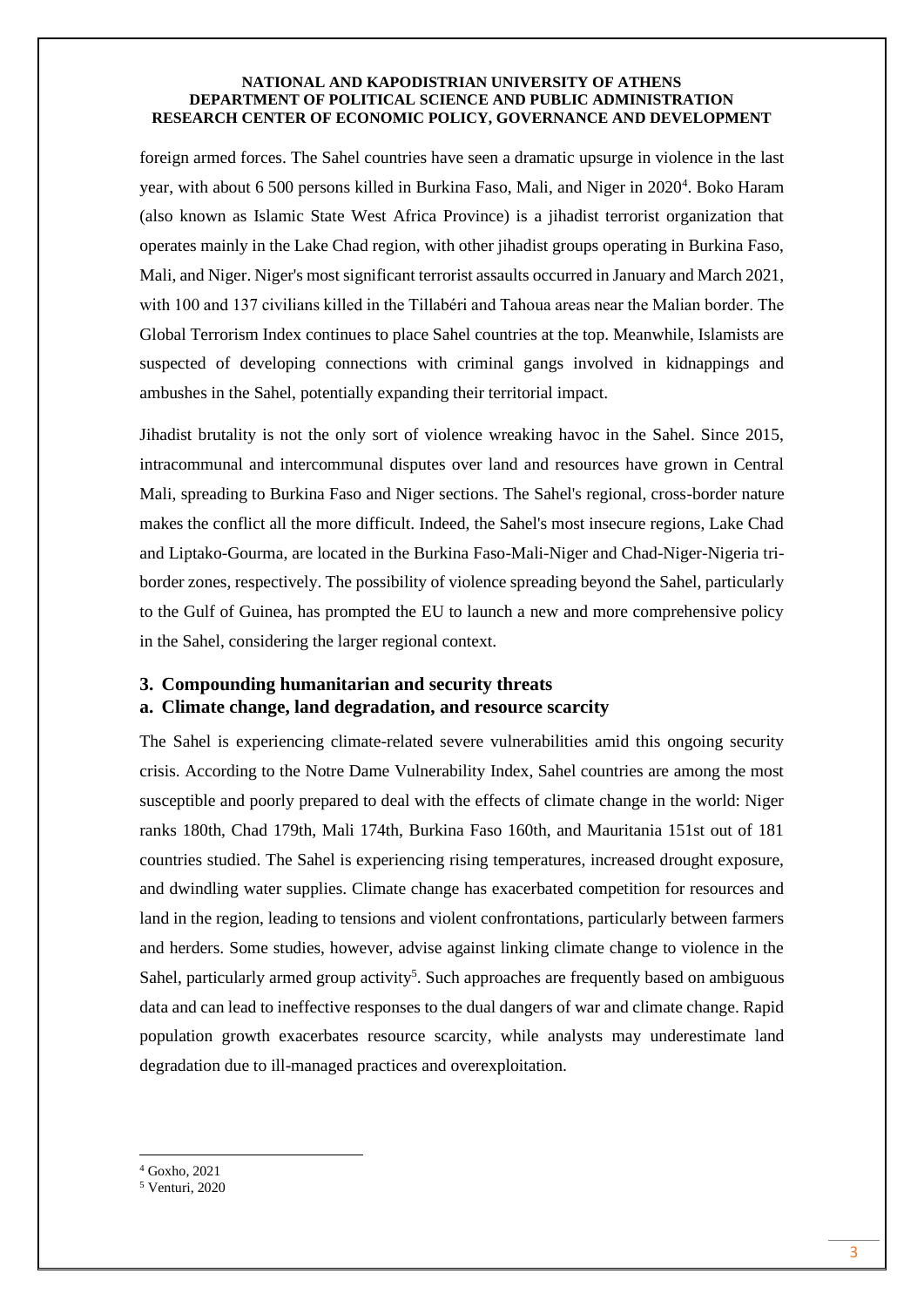foreign armed forces. The Sahel countries have seen a dramatic upsurge in violence in the last year, with about 6 500 persons killed in Burkina Faso, Mali, and Niger in 2020[4]. Boko Haram (also known as Islamic State West Africa Province) is a jihadist terrorist organization that operates mainly in the Lake Chad region, with other jihadist groups operating in Burkina Faso, Mali, and Niger. Niger's most significant terrorist assaults occurred in January and March 2021, with 100 and 137 civilians killed in the Tillabéri and Tahoua areas near the Malian border. The Global Terrorism Index continues to place Sahel countries at the top. Meanwhile, Islamists are suspected of developing connections with criminal gangs involved in kidnappings and ambushes in the Sahel, potentially expanding their territorial impact.

Jihadist brutality is not the only sort of violence wreaking havoc in the Sahel. Since 2015, intracommunal and intercommunal disputes over land and resources have grown in Central Mali, spreading to Burkina Faso and Niger sections. The Sahel's regional, cross-border nature makes the conflict all the more difficult. Indeed, the Sahel's most insecure regions, Lake Chad and Liptako-Gourma, are located in the Burkina Faso-Mali-Niger and Chad-Niger-Nigeria tri-border zones, respectively. The possibility of violence spreading beyond the Sahel, particularly to the Gulf of Guinea, has prompted the EU to launch a new and more comprehensive policy in the Sahel, considering the larger regional context.

## 3. Compounding humanitarian and security threats

### a. Climate change, land degradation, and resource scarcity

The Sahel is experiencing climate-related severe vulnerabilities amid this ongoing security crisis. According to the Notre Dame Vulnerability Index, Sahel countries are among the most susceptible and poorly prepared to deal with the effects of climate change in the world: Niger ranks 180th, Chad 179th, Mali 174th, Burkina Faso 160th, and Mauritania 151st out of 181 countries studied. The Sahel is experiencing rising temperatures, increased drought exposure, and dwindling water supplies. Climate change has exacerbated competition for resources and land in the region, leading to tensions and violent confrontations, particularly between farmers and herders. Some studies, however, advise against linking climate change to violence in the Sahel, particularly armed group activity[5]. Such approaches are frequently based on ambiguous data and can lead to ineffective responses to the dual dangers of war and climate change. Rapid population growth exacerbates resource scarcity, while analysts may underestimate land degradation due to ill-managed practices and overexploitation.

[4] Goxho, 2021

[5] Venturi, 2020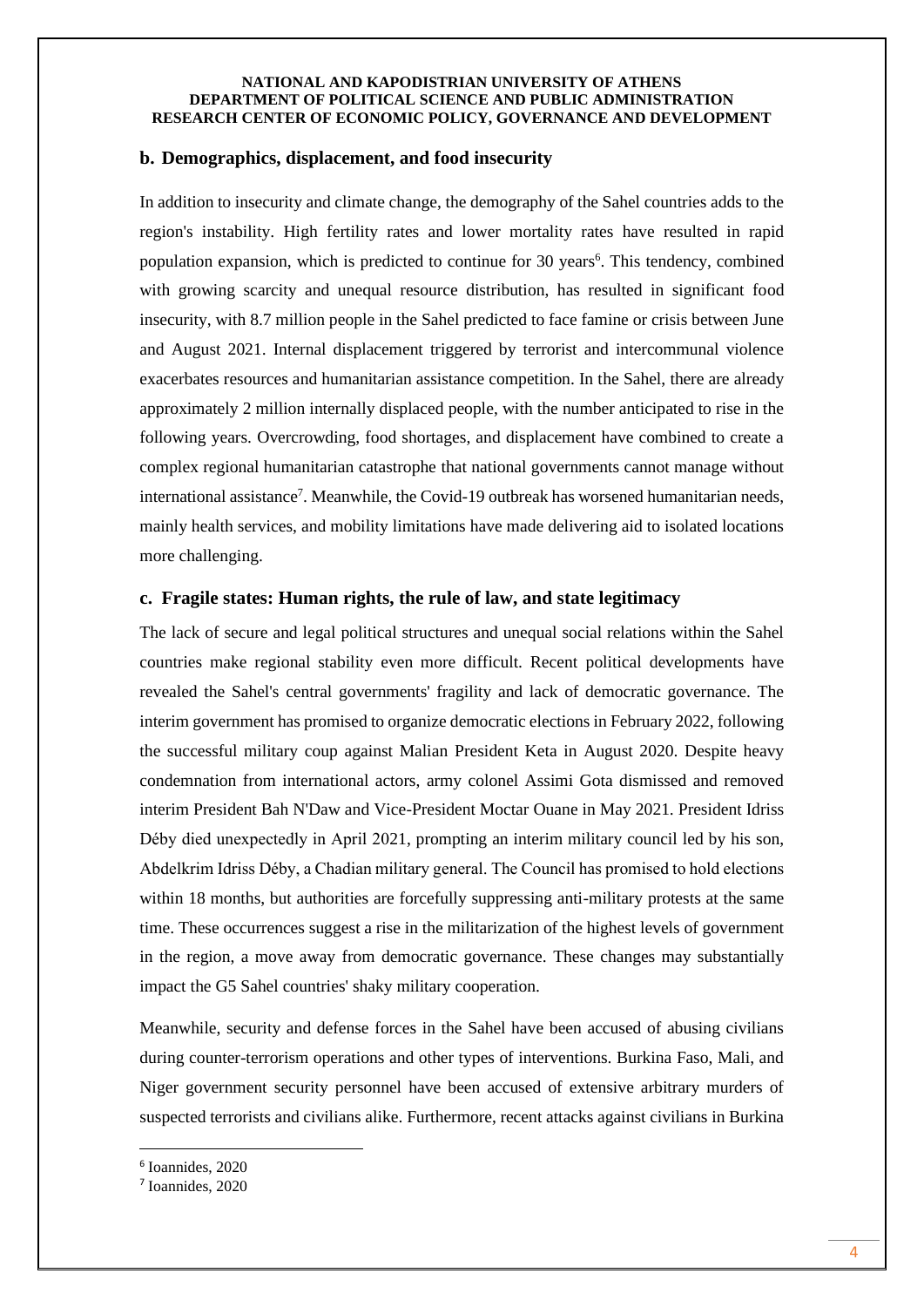## b. Demographics, displacement, and food insecurity

In addition to insecurity and climate change, the demography of the Sahel countries adds to the region's instability. High fertility rates and lower mortality rates have resulted in rapid population expansion, which is predicted to continue for 30 years[6]. This tendency, combined with growing scarcity and unequal resource distribution, has resulted in significant food insecurity, with 8.7 million people in the Sahel predicted to face famine or crisis between June and August 2021. Internal displacement triggered by terrorist and intercommunal violence exacerbates resources and humanitarian assistance competition. In the Sahel, there are already approximately 2 million internally displaced people, with the number anticipated to rise in the following years. Overcrowding, food shortages, and displacement have combined to create a complex regional humanitarian catastrophe that national governments cannot manage without international assistance[7]. Meanwhile, the Covid-19 outbreak has worsened humanitarian needs, mainly health services, and mobility limitations have made delivering aid to isolated locations more challenging.

## c. Fragile states: Human rights, the rule of law, and state legitimacy

The lack of secure and legal political structures and unequal social relations within the Sahel countries make regional stability even more difficult. Recent political developments have revealed the Sahel's central governments' fragility and lack of democratic governance. The interim government has promised to organize democratic elections in February 2022, following the successful military coup against Malian President Keta in August 2020. Despite heavy condemnation from international actors, army colonel Assimi Gota dismissed and removed interim President Bah N'Daw and Vice-President Moctar Ouane in May 2021. President Idriss Déby died unexpectedly in April 2021, prompting an interim military council led by his son, Abdelkrim Idriss Déby, a Chadian military general. The Council has promised to hold elections within 18 months, but authorities are forcefully suppressing anti-military protests at the same time. These occurrences suggest a rise in the militarization of the highest levels of government in the region, a move away from democratic governance. These changes may substantially impact the G5 Sahel countries' shaky military cooperation.

Meanwhile, security and defense forces in the Sahel have been accused of abusing civilians during counter-terrorism operations and other types of interventions. Burkina Faso, Mali, and Niger government security personnel have been accused of extensive arbitrary murders of suspected terrorists and civilians alike. Furthermore, recent attacks against civilians in Burkina

---

[6] Ioannides, 2020

[7] Ioannides, 2020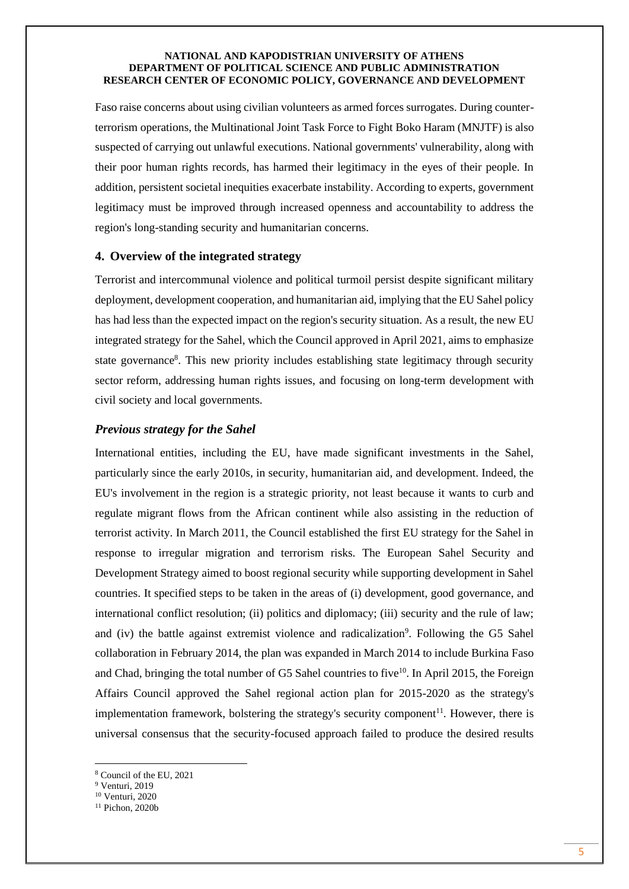Faso raise concerns about using civilian volunteers as armed forces surrogates. During counter-terrorism operations, the Multinational Joint Task Force to Fight Boko Haram (MNJTF) is also suspected of carrying out unlawful executions. National governments' vulnerability, along with their poor human rights records, has harmed their legitimacy in the eyes of their people. In addition, persistent societal inequities exacerbate instability. According to experts, government legitimacy must be improved through increased openness and accountability to address the region's long-standing security and humanitarian concerns.

## 4. Overview of the integrated strategy

Terrorist and intercommunal violence and political turmoil persist despite significant military deployment, development cooperation, and humanitarian aid, implying that the EU Sahel policy has had less than the expected impact on the region's security situation. As a result, the new EU integrated strategy for the Sahel, which the Council approved in April 2021, aims to emphasize state governance[8]. This new priority includes establishing state legitimacy through security sector reform, addressing human rights issues, and focusing on long-term development with civil society and local governments.

### *Previous strategy for the Sahel*

International entities, including the EU, have made significant investments in the Sahel, particularly since the early 2010s, in security, humanitarian aid, and development. Indeed, the EU's involvement in the region is a strategic priority, not least because it wants to curb and regulate migrant flows from the African continent while also assisting in the reduction of terrorist activity. In March 2011, the Council established the first EU strategy for the Sahel in response to irregular migration and terrorism risks. The European Sahel Security and Development Strategy aimed to boost regional security while supporting development in Sahel countries. It specified steps to be taken in the areas of (i) development, good governance, and international conflict resolution; (ii) politics and diplomacy; (iii) security and the rule of law; and (iv) the battle against extremist violence and radicalization[9]. Following the G5 Sahel collaboration in February 2014, the plan was expanded in March 2014 to include Burkina Faso and Chad, bringing the total number of G5 Sahel countries to five[10]. In April 2015, the Foreign Affairs Council approved the Sahel regional action plan for 2015-2020 as the strategy's implementation framework, bolstering the strategy's security component[11]. However, there is universal consensus that the security-focused approach failed to produce the desired results

---

[8] Council of the EU, 2021

[9] Venturi, 2019

[10] Venturi, 2020

[11] Pichon, 2020b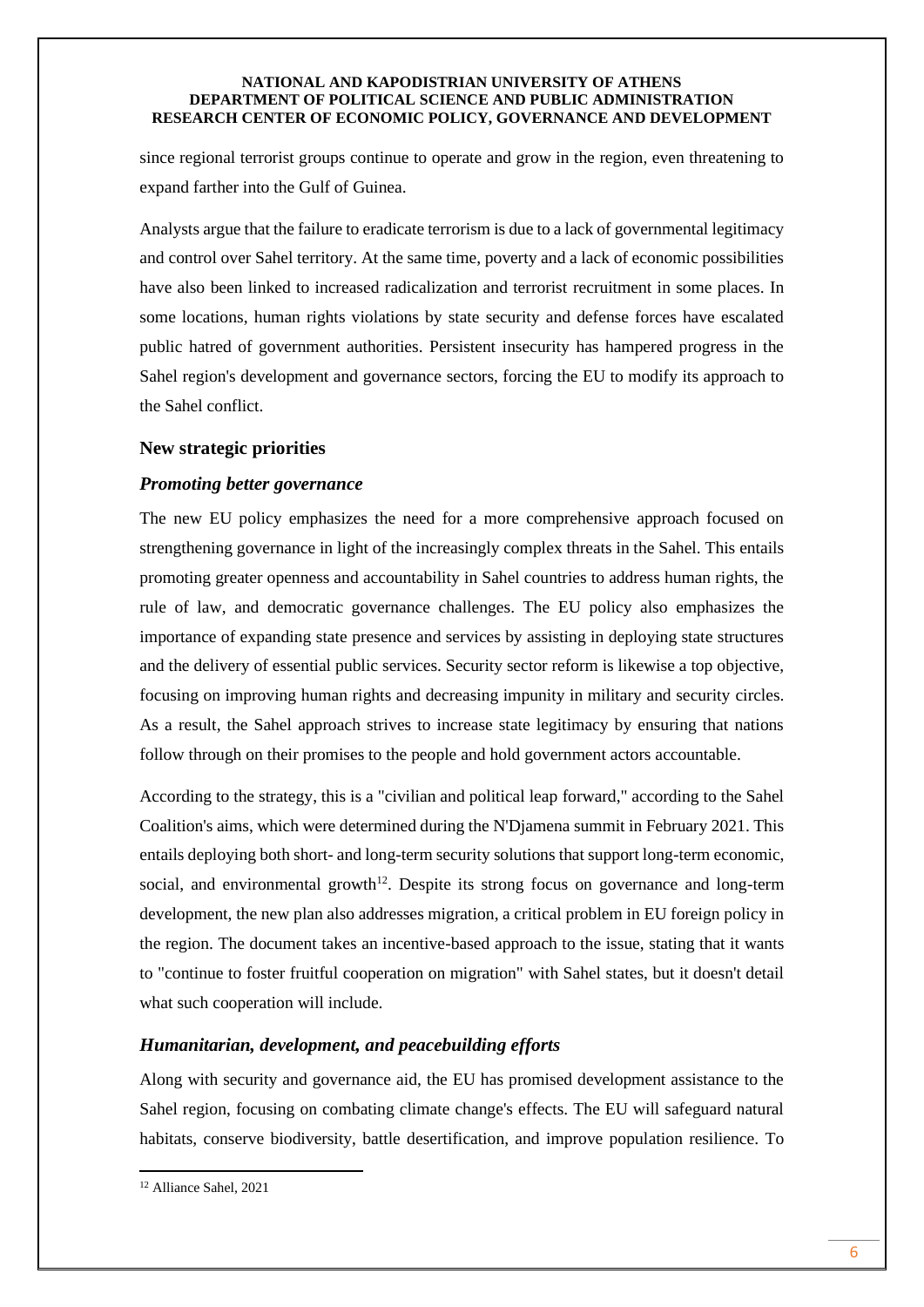since regional terrorist groups continue to operate and grow in the region, even threatening to expand farther into the Gulf of Guinea.

Analysts argue that the failure to eradicate terrorism is due to a lack of governmental legitimacy and control over Sahel territory. At the same time, poverty and a lack of economic possibilities have also been linked to increased radicalization and terrorist recruitment in some places. In some locations, human rights violations by state security and defense forces have escalated public hatred of government authorities. Persistent insecurity has hampered progress in the Sahel region's development and governance sectors, forcing the EU to modify its approach to the Sahel conflict.

## New strategic priorities

### *Promoting better governance*

The new EU policy emphasizes the need for a more comprehensive approach focused on strengthening governance in light of the increasingly complex threats in the Sahel. This entails promoting greater openness and accountability in Sahel countries to address human rights, the rule of law, and democratic governance challenges. The EU policy also emphasizes the importance of expanding state presence and services by assisting in deploying state structures and the delivery of essential public services. Security sector reform is likewise a top objective, focusing on improving human rights and decreasing impunity in military and security circles. As a result, the Sahel approach strives to increase state legitimacy by ensuring that nations follow through on their promises to the people and hold government actors accountable.

According to the strategy, this is a "civilian and political leap forward," according to the Sahel Coalition's aims, which were determined during the N'Djamena summit in February 2021. This entails deploying both short- and long-term security solutions that support long-term economic, social, and environmental growth[12]. Despite its strong focus on governance and long-term development, the new plan also addresses migration, a critical problem in EU foreign policy in the region. The document takes an incentive-based approach to the issue, stating that it wants to "continue to foster fruitful cooperation on migration" with Sahel states, but it doesn't detail what such cooperation will include.

### *Humanitarian, development, and peacebuilding efforts*

Along with security and governance aid, the EU has promised development assistance to the Sahel region, focusing on combating climate change's effects. The EU will safeguard natural habitats, conserve biodiversity, battle desertification, and improve population resilience. To

---

[12] Alliance Sahel, 2021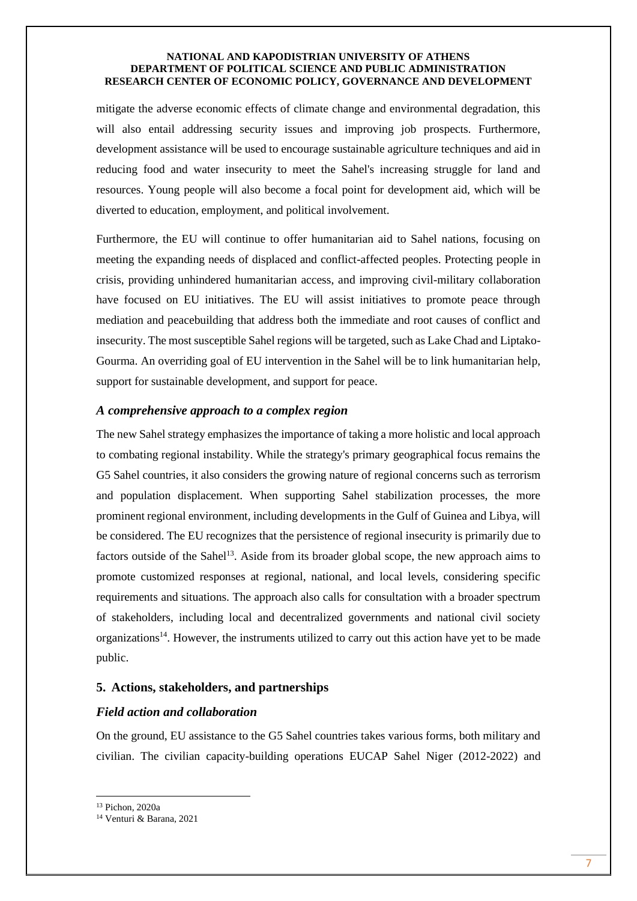mitigate the adverse economic effects of climate change and environmental degradation, this will also entail addressing security issues and improving job prospects. Furthermore, development assistance will be used to encourage sustainable agriculture techniques and aid in reducing food and water insecurity to meet the Sahel's increasing struggle for land and resources. Young people will also become a focal point for development aid, which will be diverted to education, employment, and political involvement.

Furthermore, the EU will continue to offer humanitarian aid to Sahel nations, focusing on meeting the expanding needs of displaced and conflict-affected peoples. Protecting people in crisis, providing unhindered humanitarian access, and improving civil-military collaboration have focused on EU initiatives. The EU will assist initiatives to promote peace through mediation and peacebuilding that address both the immediate and root causes of conflict and insecurity. The most susceptible Sahel regions will be targeted, such as Lake Chad and Liptako-Gourma. An overriding goal of EU intervention in the Sahel will be to link humanitarian help, support for sustainable development, and support for peace.

### *A comprehensive approach to a complex region*

The new Sahel strategy emphasizes the importance of taking a more holistic and local approach to combating regional instability. While the strategy's primary geographical focus remains the G5 Sahel countries, it also considers the growing nature of regional concerns such as terrorism and population displacement. When supporting Sahel stabilization processes, the more prominent regional environment, including developments in the Gulf of Guinea and Libya, will be considered. The EU recognizes that the persistence of regional insecurity is primarily due to factors outside of the Sahel[13]. Aside from its broader global scope, the new approach aims to promote customized responses at regional, national, and local levels, considering specific requirements and situations. The approach also calls for consultation with a broader spectrum of stakeholders, including local and decentralized governments and national civil society organizations[14]. However, the instruments utilized to carry out this action have yet to be made public.

## 5. Actions, stakeholders, and partnerships

### *Field action and collaboration*

On the ground, EU assistance to the G5 Sahel countries takes various forms, both military and civilian. The civilian capacity-building operations EUCAP Sahel Niger (2012-2022) and

---

[13] Pichon, 2020a

[14] Venturi & Barana, 2021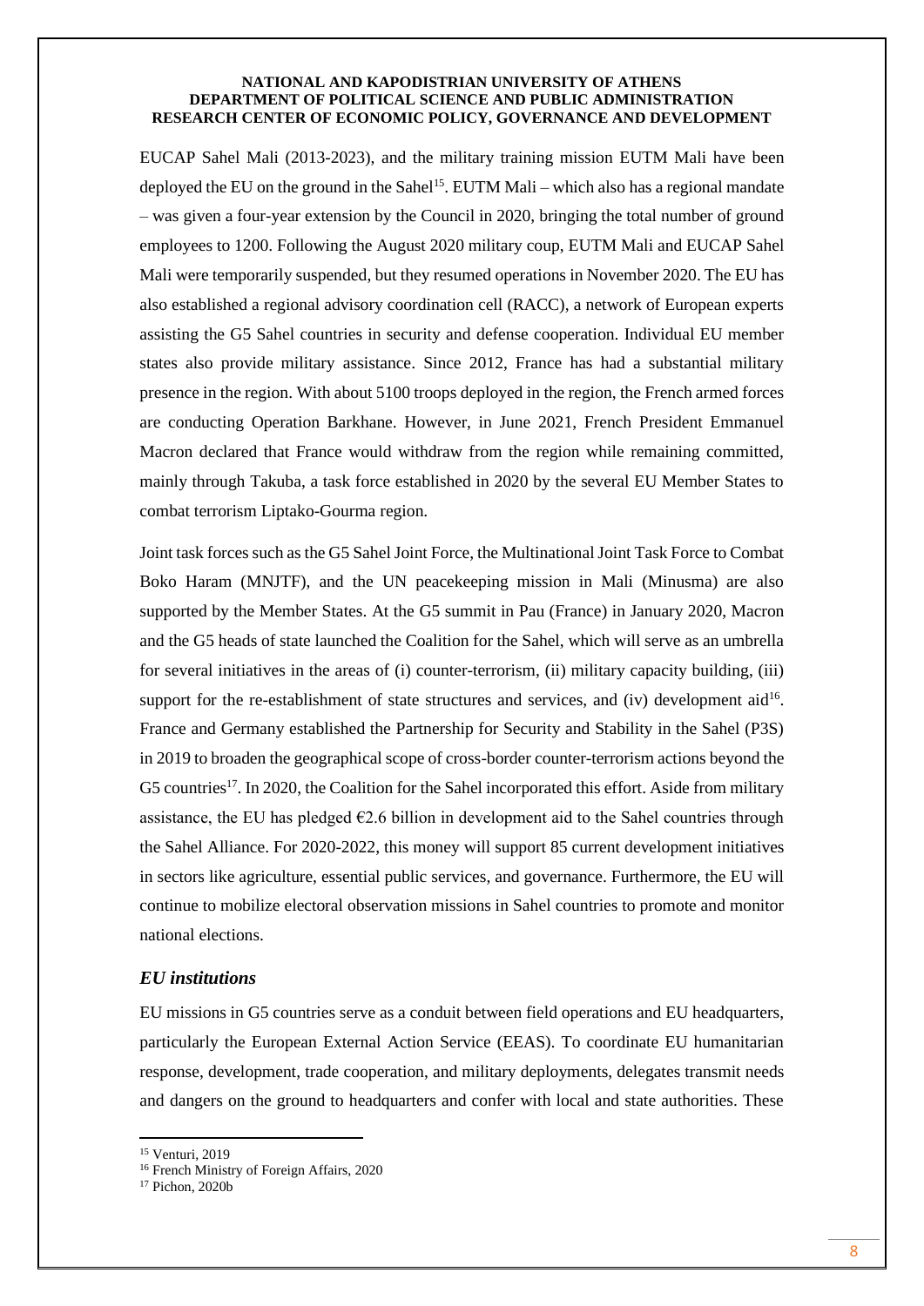EUCAP Sahel Mali (2013-2023), and the military training mission EUTM Mali have been deployed the EU on the ground in the Sahel[15]. EUTM Mali – which also has a regional mandate – was given a four-year extension by the Council in 2020, bringing the total number of ground employees to 1200. Following the August 2020 military coup, EUTM Mali and EUCAP Sahel Mali were temporarily suspended, but they resumed operations in November 2020. The EU has also established a regional advisory coordination cell (RACC), a network of European experts assisting the G5 Sahel countries in security and defense cooperation. Individual EU member states also provide military assistance. Since 2012, France has had a substantial military presence in the region. With about 5100 troops deployed in the region, the French armed forces are conducting Operation Barkhane. However, in June 2021, French President Emmanuel Macron declared that France would withdraw from the region while remaining committed, mainly through Takuba, a task force established in 2020 by the several EU Member States to combat terrorism Liptako-Gourma region.

Joint task forces such as the G5 Sahel Joint Force, the Multinational Joint Task Force to Combat Boko Haram (MNJTF), and the UN peacekeeping mission in Mali (Minusma) are also supported by the Member States. At the G5 summit in Pau (France) in January 2020, Macron and the G5 heads of state launched the Coalition for the Sahel, which will serve as an umbrella for several initiatives in the areas of (i) counter-terrorism, (ii) military capacity building, (iii) support for the re-establishment of state structures and services, and (iv) development aid[16]. France and Germany established the Partnership for Security and Stability in the Sahel (P3S) in 2019 to broaden the geographical scope of cross-border counter-terrorism actions beyond the G5 countries[17]. In 2020, the Coalition for the Sahel incorporated this effort. Aside from military assistance, the EU has pledged €2.6 billion in development aid to the Sahel countries through the Sahel Alliance. For 2020-2022, this money will support 85 current development initiatives in sectors like agriculture, essential public services, and governance. Furthermore, the EU will continue to mobilize electoral observation missions in Sahel countries to promote and monitor national elections.

### *EU institutions*

EU missions in G5 countries serve as a conduit between field operations and EU headquarters, particularly the European External Action Service (EEAS). To coordinate EU humanitarian response, development, trade cooperation, and military deployments, delegates transmit needs and dangers on the ground to headquarters and confer with local and state authorities. These

---

[15] Venturi, 2019

[16] French Ministry of Foreign Affairs, 2020

[17] Pichon, 2020b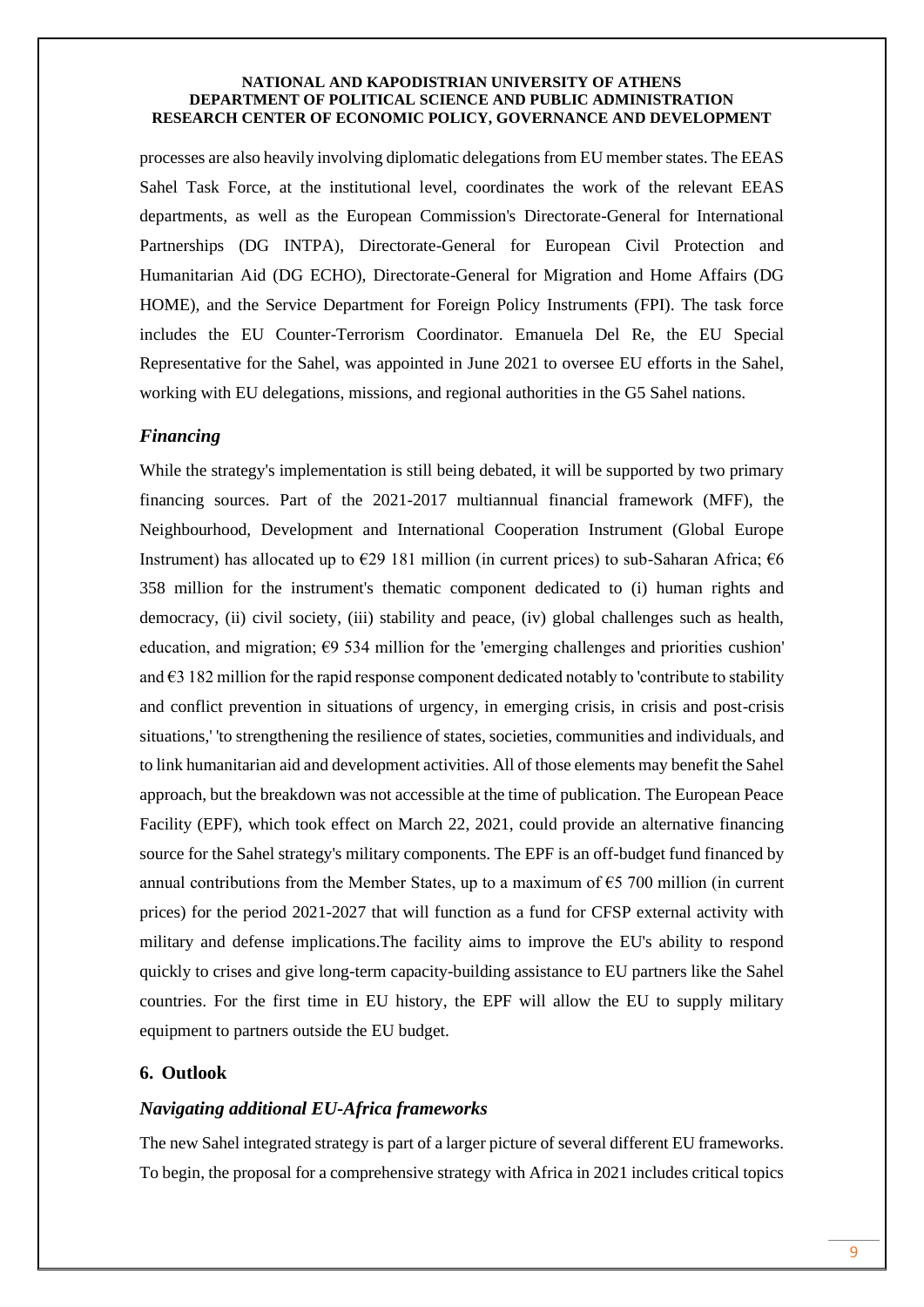processes are also heavily involving diplomatic delegations from EU member states. The EEAS Sahel Task Force, at the institutional level, coordinates the work of the relevant EEAS departments, as well as the European Commission's Directorate-General for International Partnerships (DG INTPA), Directorate-General for European Civil Protection and Humanitarian Aid (DG ECHO), Directorate-General for Migration and Home Affairs (DG HOME), and the Service Department for Foreign Policy Instruments (FPI). The task force includes the EU Counter-Terrorism Coordinator. Emanuela Del Re, the EU Special Representative for the Sahel, was appointed in June 2021 to oversee EU efforts in the Sahel, working with EU delegations, missions, and regional authorities in the G5 Sahel nations.

### *Financing*

While the strategy's implementation is still being debated, it will be supported by two primary financing sources. Part of the 2021-2017 multiannual financial framework (MFF), the Neighbourhood, Development and International Cooperation Instrument (Global Europe Instrument) has allocated up to €29 181 million (in current prices) to sub-Saharan Africa; €6 358 million for the instrument's thematic component dedicated to (i) human rights and democracy, (ii) civil society, (iii) stability and peace, (iv) global challenges such as health, education, and migration; €9 534 million for the 'emerging challenges and priorities cushion' and €3 182 million for the rapid response component dedicated notably to 'contribute to stability and conflict prevention in situations of urgency, in emerging crisis, in crisis and post-crisis situations,' 'to strengthening the resilience of states, societies, communities and individuals, and to link humanitarian aid and development activities. All of those elements may benefit the Sahel approach, but the breakdown was not accessible at the time of publication. The European Peace Facility (EPF), which took effect on March 22, 2021, could provide an alternative financing source for the Sahel strategy's military components. The EPF is an off-budget fund financed by annual contributions from the Member States, up to a maximum of €5 700 million (in current prices) for the period 2021-2027 that will function as a fund for CFSP external activity with military and defense implications.The facility aims to improve the EU's ability to respond quickly to crises and give long-term capacity-building assistance to EU partners like the Sahel countries. For the first time in EU history, the EPF will allow the EU to supply military equipment to partners outside the EU budget.

## 6. Outlook

### *Navigating additional EU-Africa frameworks*

The new Sahel integrated strategy is part of a larger picture of several different EU frameworks. To begin, the proposal for a comprehensive strategy with Africa in 2021 includes critical topics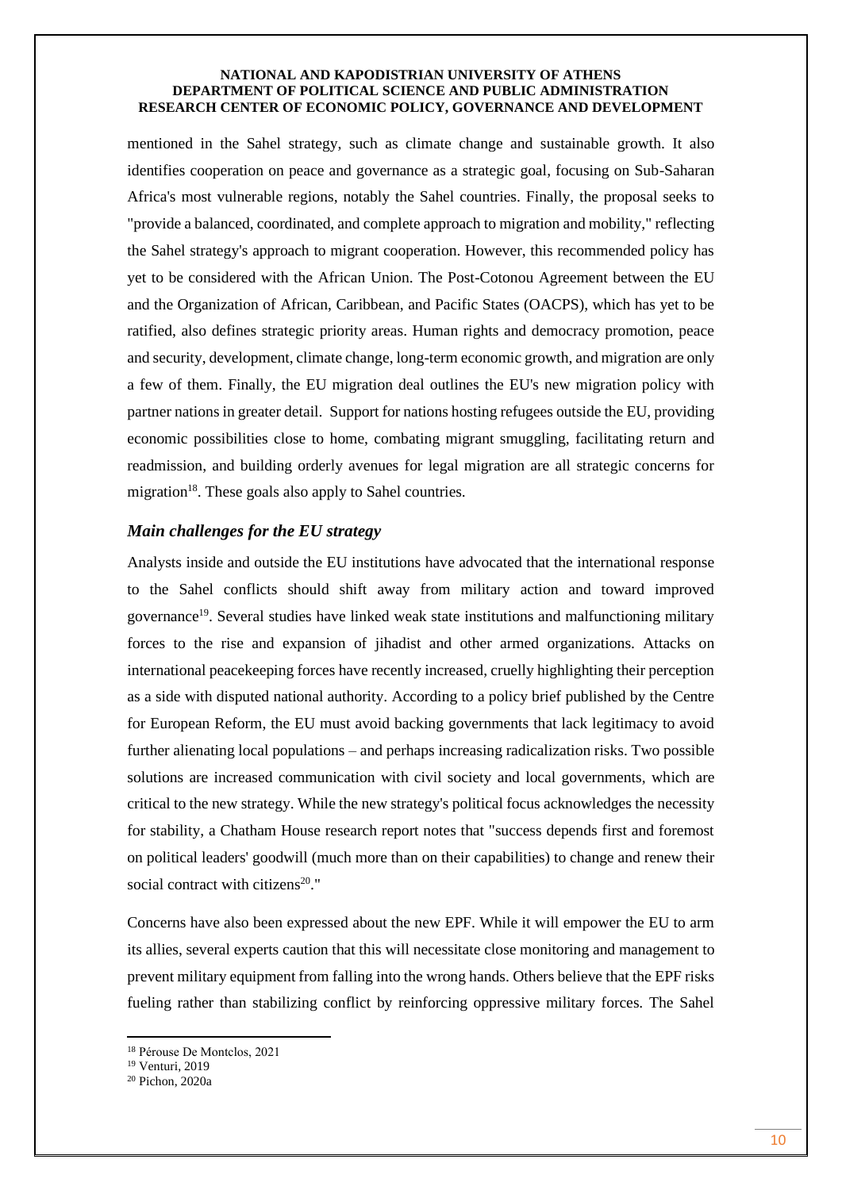mentioned in the Sahel strategy, such as climate change and sustainable growth. It also identifies cooperation on peace and governance as a strategic goal, focusing on Sub-Saharan Africa's most vulnerable regions, notably the Sahel countries. Finally, the proposal seeks to "provide a balanced, coordinated, and complete approach to migration and mobility," reflecting the Sahel strategy's approach to migrant cooperation. However, this recommended policy has yet to be considered with the African Union. The Post-Cotonou Agreement between the EU and the Organization of African, Caribbean, and Pacific States (OACPS), which has yet to be ratified, also defines strategic priority areas. Human rights and democracy promotion, peace and security, development, climate change, long-term economic growth, and migration are only a few of them. Finally, the EU migration deal outlines the EU's new migration policy with partner nations in greater detail. Support for nations hosting refugees outside the EU, providing economic possibilities close to home, combating migrant smuggling, facilitating return and readmission, and building orderly avenues for legal migration are all strategic concerns for migration[18]. These goals also apply to Sahel countries.

### *Main challenges for the EU strategy*

Analysts inside and outside the EU institutions have advocated that the international response to the Sahel conflicts should shift away from military action and toward improved governance[19]. Several studies have linked weak state institutions and malfunctioning military forces to the rise and expansion of jihadist and other armed organizations. Attacks on international peacekeeping forces have recently increased, cruelly highlighting their perception as a side with disputed national authority. According to a policy brief published by the Centre for European Reform, the EU must avoid backing governments that lack legitimacy to avoid further alienating local populations – and perhaps increasing radicalization risks. Two possible solutions are increased communication with civil society and local governments, which are critical to the new strategy. While the new strategy's political focus acknowledges the necessity for stability, a Chatham House research report notes that "success depends first and foremost on political leaders' goodwill (much more than on their capabilities) to change and renew their social contract with citizens[20]."

Concerns have also been expressed about the new EPF. While it will empower the EU to arm its allies, several experts caution that this will necessitate close monitoring and management to prevent military equipment from falling into the wrong hands. Others believe that the EPF risks fueling rather than stabilizing conflict by reinforcing oppressive military forces. The Sahel

---

[18] Pérouse De Montclos, 2021

[19] Venturi, 2019

[20] Pichon, 2020a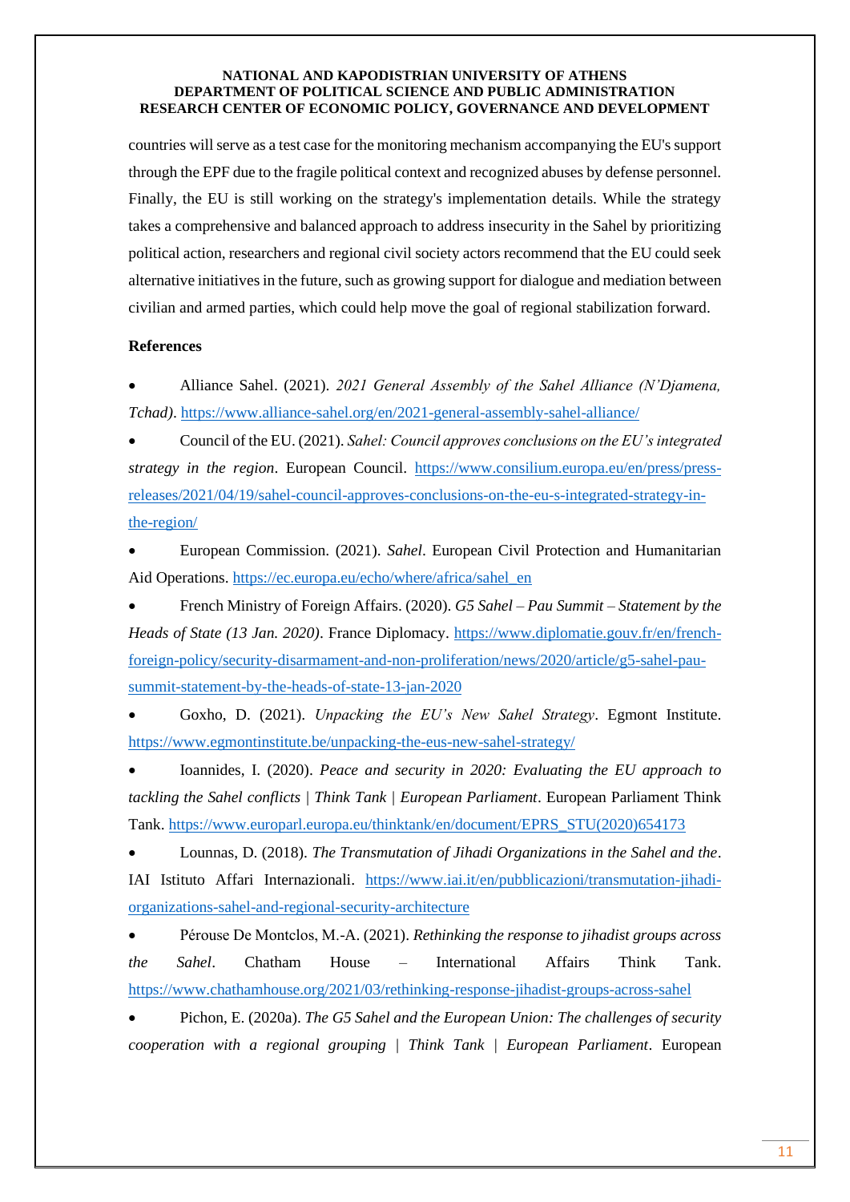countries will serve as a test case for the monitoring mechanism accompanying the EU's support through the EPF due to the fragile political context and recognized abuses by defense personnel. Finally, the EU is still working on the strategy's implementation details. While the strategy takes a comprehensive and balanced approach to address insecurity in the Sahel by prioritizing political action, researchers and regional civil society actors recommend that the EU could seek alternative initiatives in the future, such as growing support for dialogue and mediation between civilian and armed parties, which could help move the goal of regional stabilization forward.

**References**

- Alliance Sahel. (2021). *2021 General Assembly of the Sahel Alliance (N'Djamena, Tchad)*. https://www.alliance-sahel.org/en/2021-general-assembly-sahel-alliance/
- Council of the EU. (2021). *Sahel: Council approves conclusions on the EU's integrated strategy in the region*. European Council. https://www.consilium.europa.eu/en/press/press-releases/2021/04/19/sahel-council-approves-conclusions-on-the-eu-s-integrated-strategy-in-the-region/
- European Commission. (2021). *Sahel*. European Civil Protection and Humanitarian Aid Operations. https://ec.europa.eu/echo/where/africa/sahel_en
- French Ministry of Foreign Affairs. (2020). *G5 Sahel – Pau Summit – Statement by the Heads of State (13 Jan. 2020)*. France Diplomacy. https://www.diplomatie.gouv.fr/en/french-foreign-policy/security-disarmament-and-non-proliferation/news/2020/article/g5-sahel-pau-summit-statement-by-the-heads-of-state-13-jan-2020
- Goxho, D. (2021). *Unpacking the EU's New Sahel Strategy*. Egmont Institute. https://www.egmontinstitute.be/unpacking-the-eus-new-sahel-strategy/
- Ioannides, I. (2020). *Peace and security in 2020: Evaluating the EU approach to tackling the Sahel conflicts | Think Tank | European Parliament*. European Parliament Think Tank. https://www.europarl.europa.eu/thinktank/en/document/EPRS_STU(2020)654173
- Lounnas, D. (2018). *The Transmutation of Jihadi Organizations in the Sahel and the*. IAI Istituto Affari Internazionali. https://www.iai.it/en/pubblicazioni/transmutation-jihadi-organizations-sahel-and-regional-security-architecture
- Pérouse De Montclos, M.-A. (2021). *Rethinking the response to jihadist groups across the Sahel*. Chatham House – International Affairs Think Tank. https://www.chathamhouse.org/2021/03/rethinking-response-jihadist-groups-across-sahel
- Pichon, E. (2020a). *The G5 Sahel and the European Union: The challenges of security cooperation with a regional grouping | Think Tank | European Parliament*. European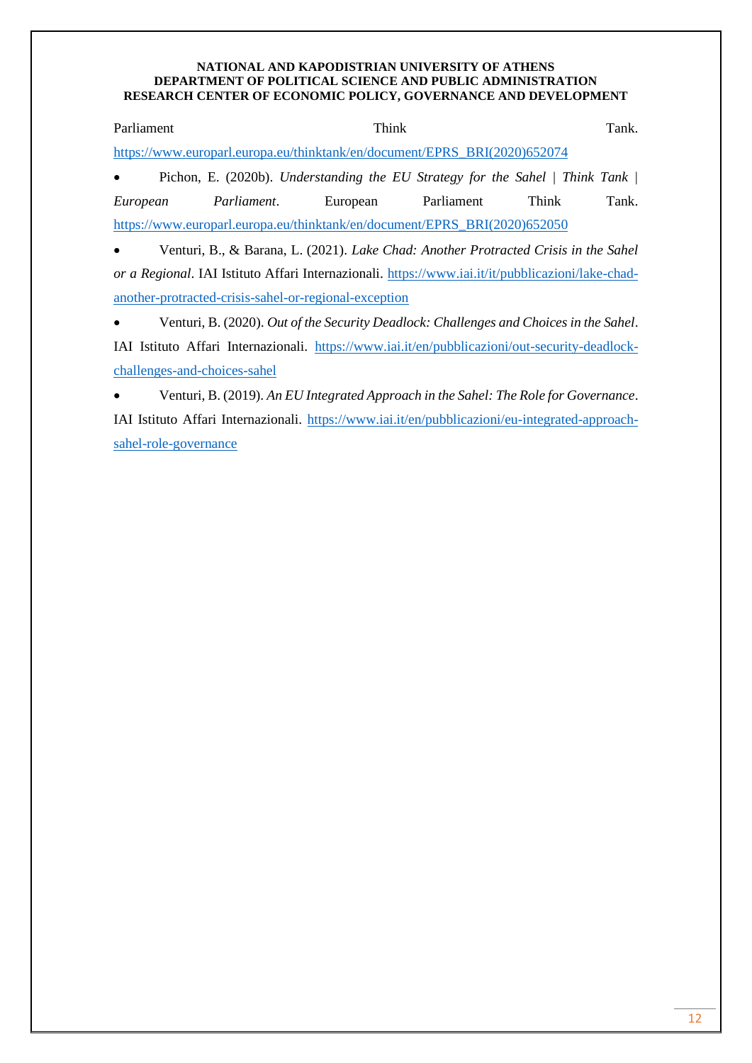Parliament Think Tank. https://www.europarl.europa.eu/thinktank/en/document/EPRS_BRI(2020)652074

- Pichon, E. (2020b). *Understanding the EU Strategy for the Sahel | Think Tank | European Parliament*. European Parliament Think Tank. https://www.europarl.europa.eu/thinktank/en/document/EPRS_BRI(2020)652050
- Venturi, B., & Barana, L. (2021). *Lake Chad: Another Protracted Crisis in the Sahel or a Regional*. IAI Istituto Affari Internazionali. https://www.iai.it/it/pubblicazioni/lake-chad-another-protracted-crisis-sahel-or-regional-exception
- Venturi, B. (2020). *Out of the Security Deadlock: Challenges and Choices in the Sahel*. IAI Istituto Affari Internazionali. https://www.iai.it/en/pubblicazioni/out-security-deadlock-challenges-and-choices-sahel
- Venturi, B. (2019). *An EU Integrated Approach in the Sahel: The Role for Governance*. IAI Istituto Affari Internazionali. https://www.iai.it/en/pubblicazioni/eu-integrated-approach-sahel-role-governance